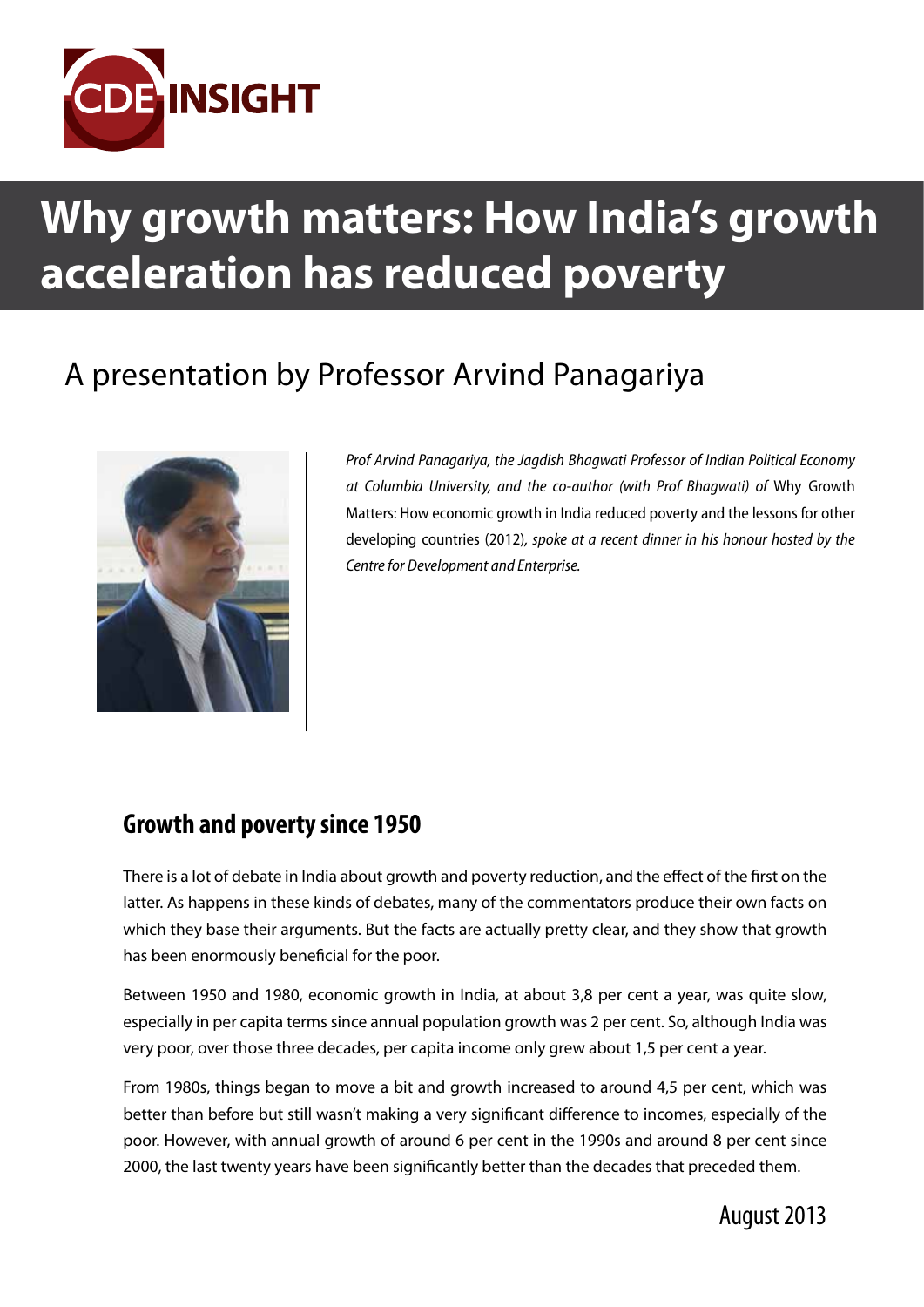CDE INSIGHT

# Why growth matters: How India's growth acceleration has reduced poverty

## A presentation by Professor Arvind Panagariya

*Prof Arvind Panagariya, the Jagdish Bhagwati Professor of Indian Political Economy at Columbia University, and the co-author (with Prof Bhagwati) of* Why Growth Matters: How economic growth in India reduced poverty and the lessons for other developing countries (2012)*, spoke at a recent dinner in his honour hosted by the Centre for Development and Enterprise.*

### Growth and poverty since 1950

There is a lot of debate in India about growth and poverty reduction, and the effect of the first on the latter. As happens in these kinds of debates, many of the commentators produce their own facts on which they base their arguments. But the facts are actually pretty clear, and they show that growth has been enormously beneficial for the poor.

Between 1950 and 1980, economic growth in India, at about 3,8 per cent a year, was quite slow, especially in per capita terms since annual population growth was 2 per cent. So, although India was very poor, over those three decades, per capita income only grew about 1,5 per cent a year.

From 1980s, things began to move a bit and growth increased to around 4,5 per cent, which was better than before but still wasn't making a very significant difference to incomes, especially of the poor. However, with annual growth of around 6 per cent in the 1990s and around 8 per cent since 2000, the last twenty years have been significantly better than the decades that preceded them.

August 2013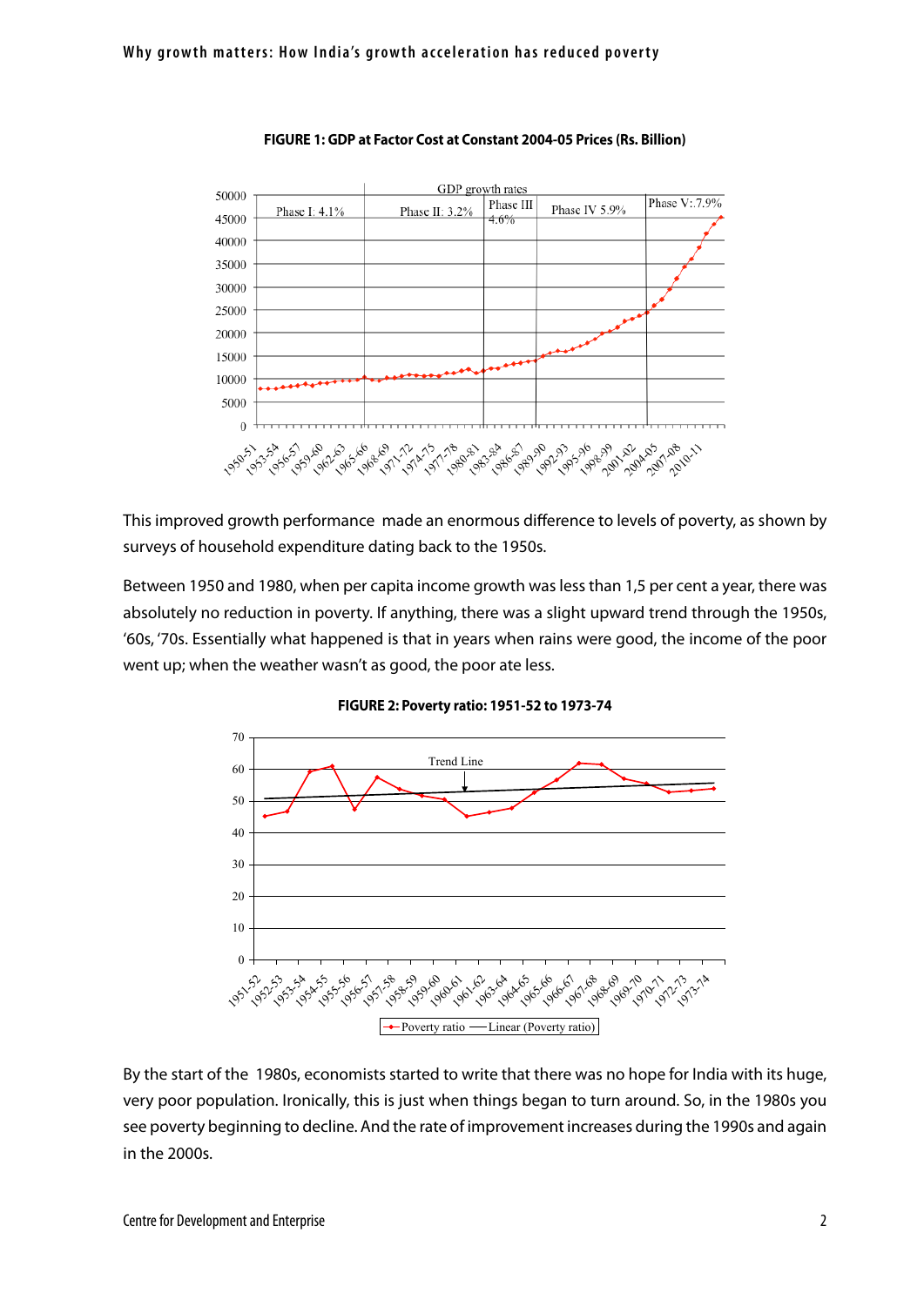**FIGURE 1: GDP at Factor Cost at Constant 2004-05 Prices (Rs. Billion)**

This improved growth performance made an enormous difference to levels of poverty, as shown by surveys of household expenditure dating back to the 1950s.

Between 1950 and 1980, when per capita income growth was less than 1,5 per cent a year, there was absolutely no reduction in poverty. If anything, there was a slight upward trend through the 1950s, '60s, '70s. Essentially what happened is that in years when rains were good, the income of the poor went up; when the weather wasn't as good, the poor ate less.

**FIGURE 2: Poverty ratio: 1951-52 to 1973-74**

By the start of the 1980s, economists started to write that there was no hope for India with its huge, very poor population. Ironically, this is just when things began to turn around. So, in the 1980s you see poverty beginning to decline. And the rate of improvement increases during the 1990s and again in the 2000s.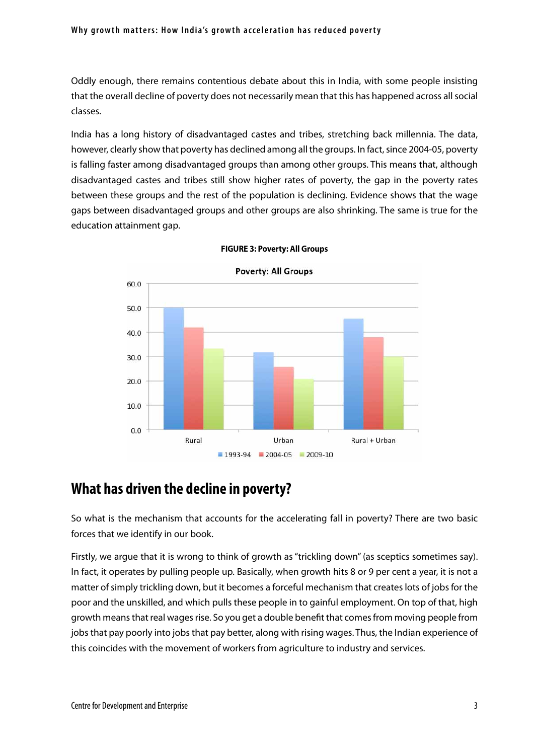Oddly enough, there remains contentious debate about this in India, with some people insisting that the overall decline of poverty does not necessarily mean that this has happened across all social classes.

India has a long history of disadvantaged castes and tribes, stretching back millennia. The data, however, clearly show that poverty has declined among all the groups. In fact, since 2004-05, poverty is falling faster among disadvantaged groups than among other groups. This means that, although disadvantaged castes and tribes still show higher rates of poverty, the gap in the poverty rates between these groups and the rest of the population is declining. Evidence shows that the wage gaps between disadvantaged groups and other groups are also shrinking. The same is true for the education attainment gap.

**FIGURE 3: Poverty: All Groups**

## What has driven the decline in poverty?

So what is the mechanism that accounts for the accelerating fall in poverty? There are two basic forces that we identify in our book.

Firstly, we argue that it is wrong to think of growth as "trickling down" (as sceptics sometimes say). In fact, it operates by pulling people up. Basically, when growth hits 8 or 9 per cent a year, it is not a matter of simply trickling down, but it becomes a forceful mechanism that creates lots of jobs for the poor and the unskilled, and which pulls these people in to gainful employment. On top of that, high growth means that real wages rise. So you get a double benefit that comes from moving people from jobs that pay poorly into jobs that pay better, along with rising wages. Thus, the Indian experience of this coincides with the movement of workers from agriculture to industry and services.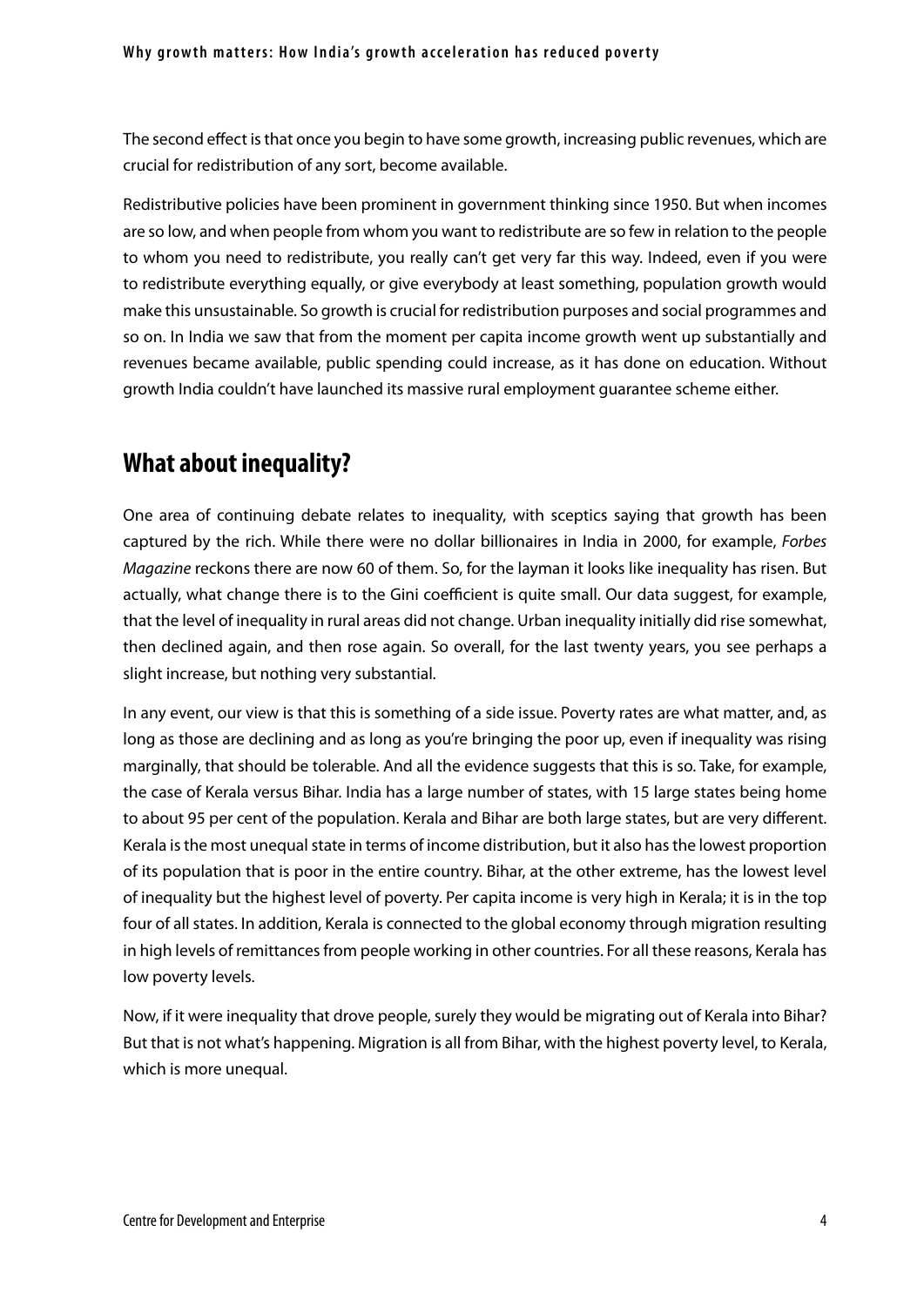The second effect is that once you begin to have some growth, increasing public revenues, which are crucial for redistribution of any sort, become available.

Redistributive policies have been prominent in government thinking since 1950. But when incomes are so low, and when people from whom you want to redistribute are so few in relation to the people to whom you need to redistribute, you really can't get very far this way. Indeed, even if you were to redistribute everything equally, or give everybody at least something, population growth would make this unsustainable. So growth is crucial for redistribution purposes and social programmes and so on. In India we saw that from the moment per capita income growth went up substantially and revenues became available, public spending could increase, as it has done on education. Without growth India couldn't have launched its massive rural employment guarantee scheme either.

## What about inequality?

One area of continuing debate relates to inequality, with sceptics saying that growth has been captured by the rich. While there were no dollar billionaires in India in 2000, for example, *Forbes Magazine* reckons there are now 60 of them. So, for the layman it looks like inequality has risen. But actually, what change there is to the Gini coefficient is quite small. Our data suggest, for example, that the level of inequality in rural areas did not change. Urban inequality initially did rise somewhat, then declined again, and then rose again. So overall, for the last twenty years, you see perhaps a slight increase, but nothing very substantial.

In any event, our view is that this is something of a side issue. Poverty rates are what matter, and, as long as those are declining and as long as you're bringing the poor up, even if inequality was rising marginally, that should be tolerable. And all the evidence suggests that this is so. Take, for example, the case of Kerala versus Bihar. India has a large number of states, with 15 large states being home to about 95 per cent of the population. Kerala and Bihar are both large states, but are very different. Kerala is the most unequal state in terms of income distribution, but it also has the lowest proportion of its population that is poor in the entire country. Bihar, at the other extreme, has the lowest level of inequality but the highest level of poverty. Per capita income is very high in Kerala; it is in the top four of all states. In addition, Kerala is connected to the global economy through migration resulting in high levels of remittances from people working in other countries. For all these reasons, Kerala has low poverty levels.

Now, if it were inequality that drove people, surely they would be migrating out of Kerala into Bihar? But that is not what's happening. Migration is all from Bihar, with the highest poverty level, to Kerala, which is more unequal.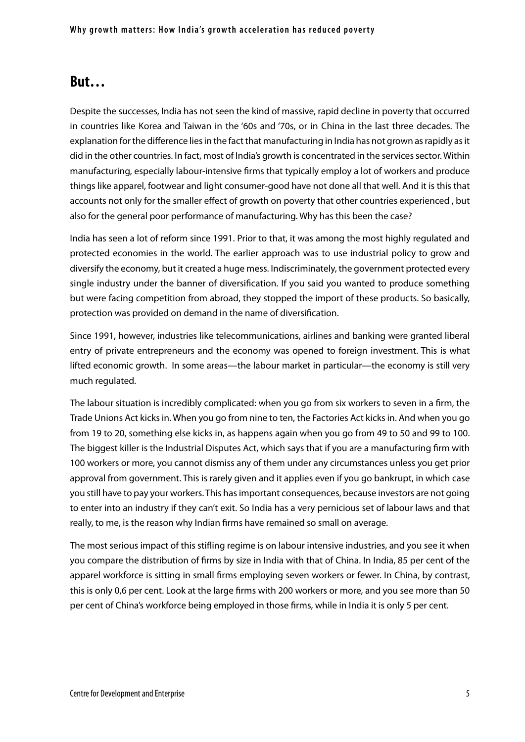## But…

Despite the successes, India has not seen the kind of massive, rapid decline in poverty that occurred in countries like Korea and Taiwan in the '60s and '70s, or in China in the last three decades. The explanation for the difference lies in the fact that manufacturing in India has not grown as rapidly as it did in the other countries. In fact, most of India's growth is concentrated in the services sector. Within manufacturing, especially labour-intensive firms that typically employ a lot of workers and produce things like apparel, footwear and light consumer-good have not done all that well. And it is this that accounts not only for the smaller effect of growth on poverty that other countries experienced , but also for the general poor performance of manufacturing. Why has this been the case?

India has seen a lot of reform since 1991. Prior to that, it was among the most highly regulated and protected economies in the world. The earlier approach was to use industrial policy to grow and diversify the economy, but it created a huge mess. Indiscriminately, the government protected every single industry under the banner of diversification. If you said you wanted to produce something but were facing competition from abroad, they stopped the import of these products. So basically, protection was provided on demand in the name of diversification.

Since 1991, however, industries like telecommunications, airlines and banking were granted liberal entry of private entrepreneurs and the economy was opened to foreign investment. This is what lifted economic growth. In some areas—the labour market in particular—the economy is still very much regulated.

The labour situation is incredibly complicated: when you go from six workers to seven in a firm, the Trade Unions Act kicks in. When you go from nine to ten, the Factories Act kicks in. And when you go from 19 to 20, something else kicks in, as happens again when you go from 49 to 50 and 99 to 100. The biggest killer is the Industrial Disputes Act, which says that if you are a manufacturing firm with 100 workers or more, you cannot dismiss any of them under any circumstances unless you get prior approval from government. This is rarely given and it applies even if you go bankrupt, in which case you still have to pay your workers. This has important consequences, because investors are not going to enter into an industry if they can't exit. So India has a very pernicious set of labour laws and that really, to me, is the reason why Indian firms have remained so small on average.

The most serious impact of this stifling regime is on labour intensive industries, and you see it when you compare the distribution of firms by size in India with that of China. In India, 85 per cent of the apparel workforce is sitting in small firms employing seven workers or fewer. In China, by contrast, this is only 0,6 per cent. Look at the large firms with 200 workers or more, and you see more than 50 per cent of China's workforce being employed in those firms, while in India it is only 5 per cent.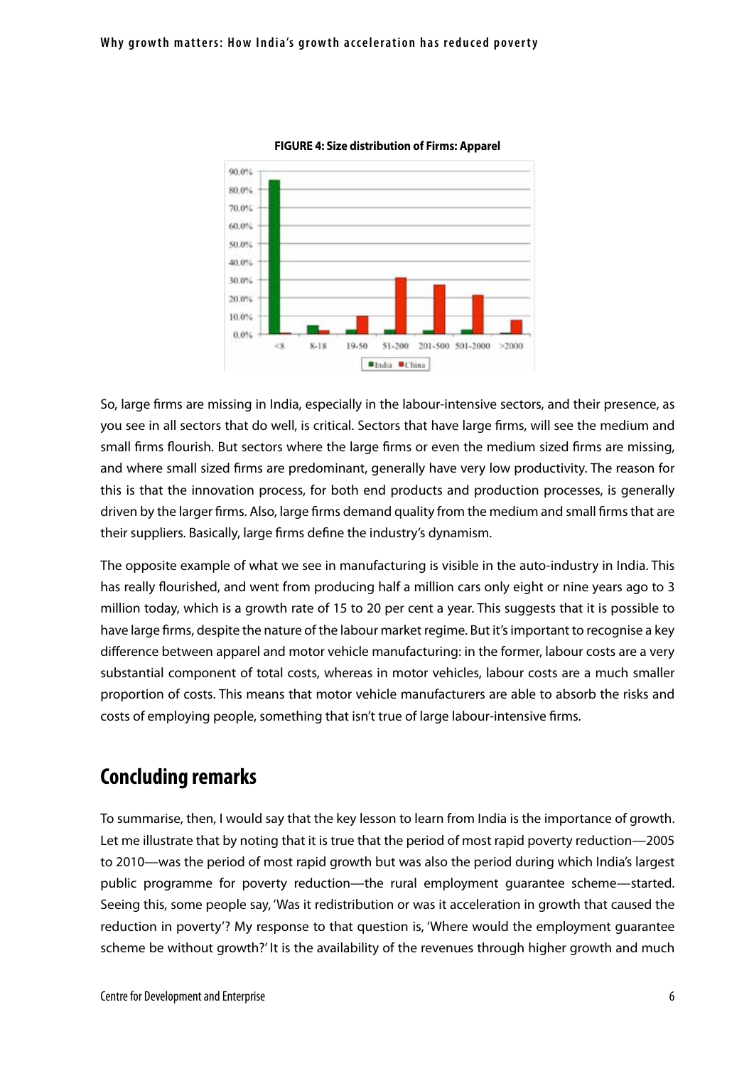**FIGURE 4: Size distribution of Firms: Apparel**

So, large firms are missing in India, especially in the labour-intensive sectors, and their presence, as you see in all sectors that do well, is critical. Sectors that have large firms, will see the medium and small firms flourish. But sectors where the large firms or even the medium sized firms are missing, and where small sized firms are predominant, generally have very low productivity. The reason for this is that the innovation process, for both end products and production processes, is generally driven by the larger firms. Also, large firms demand quality from the medium and small firms that are their suppliers. Basically, large firms define the industry's dynamism.

The opposite example of what we see in manufacturing is visible in the auto-industry in India. This has really flourished, and went from producing half a million cars only eight or nine years ago to 3 million today, which is a growth rate of 15 to 20 per cent a year. This suggests that it is possible to have large firms, despite the nature of the labour market regime. But it's important to recognise a key difference between apparel and motor vehicle manufacturing: in the former, labour costs are a very substantial component of total costs, whereas in motor vehicles, labour costs are a much smaller proportion of costs. This means that motor vehicle manufacturers are able to absorb the risks and costs of employing people, something that isn't true of large labour-intensive firms.

## Concluding remarks

To summarise, then, I would say that the key lesson to learn from India is the importance of growth. Let me illustrate that by noting that it is true that the period of most rapid poverty reduction—2005 to 2010—was the period of most rapid growth but was also the period during which India's largest public programme for poverty reduction—the rural employment guarantee scheme—started. Seeing this, some people say, 'Was it redistribution or was it acceleration in growth that caused the reduction in poverty'? My response to that question is, 'Where would the employment guarantee scheme be without growth?' It is the availability of the revenues through higher growth and much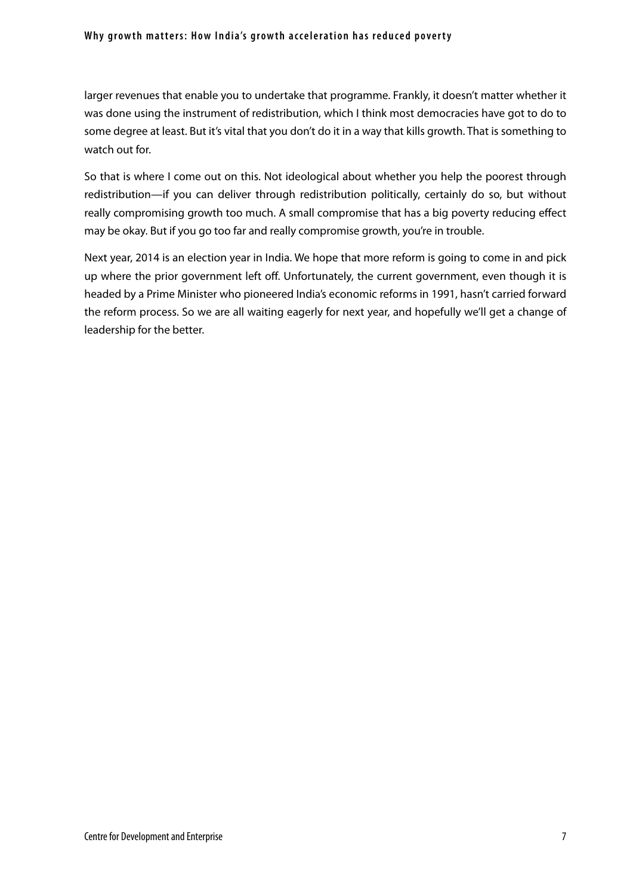larger revenues that enable you to undertake that programme. Frankly, it doesn't matter whether it was done using the instrument of redistribution, which I think most democracies have got to do to some degree at least. But it's vital that you don't do it in a way that kills growth. That is something to watch out for.

So that is where I come out on this. Not ideological about whether you help the poorest through redistribution—if you can deliver through redistribution politically, certainly do so, but without really compromising growth too much. A small compromise that has a big poverty reducing effect may be okay. But if you go too far and really compromise growth, you're in trouble.

Next year, 2014 is an election year in India. We hope that more reform is going to come in and pick up where the prior government left off. Unfortunately, the current government, even though it is headed by a Prime Minister who pioneered India's economic reforms in 1991, hasn't carried forward the reform process. So we are all waiting eagerly for next year, and hopefully we'll get a change of leadership for the better.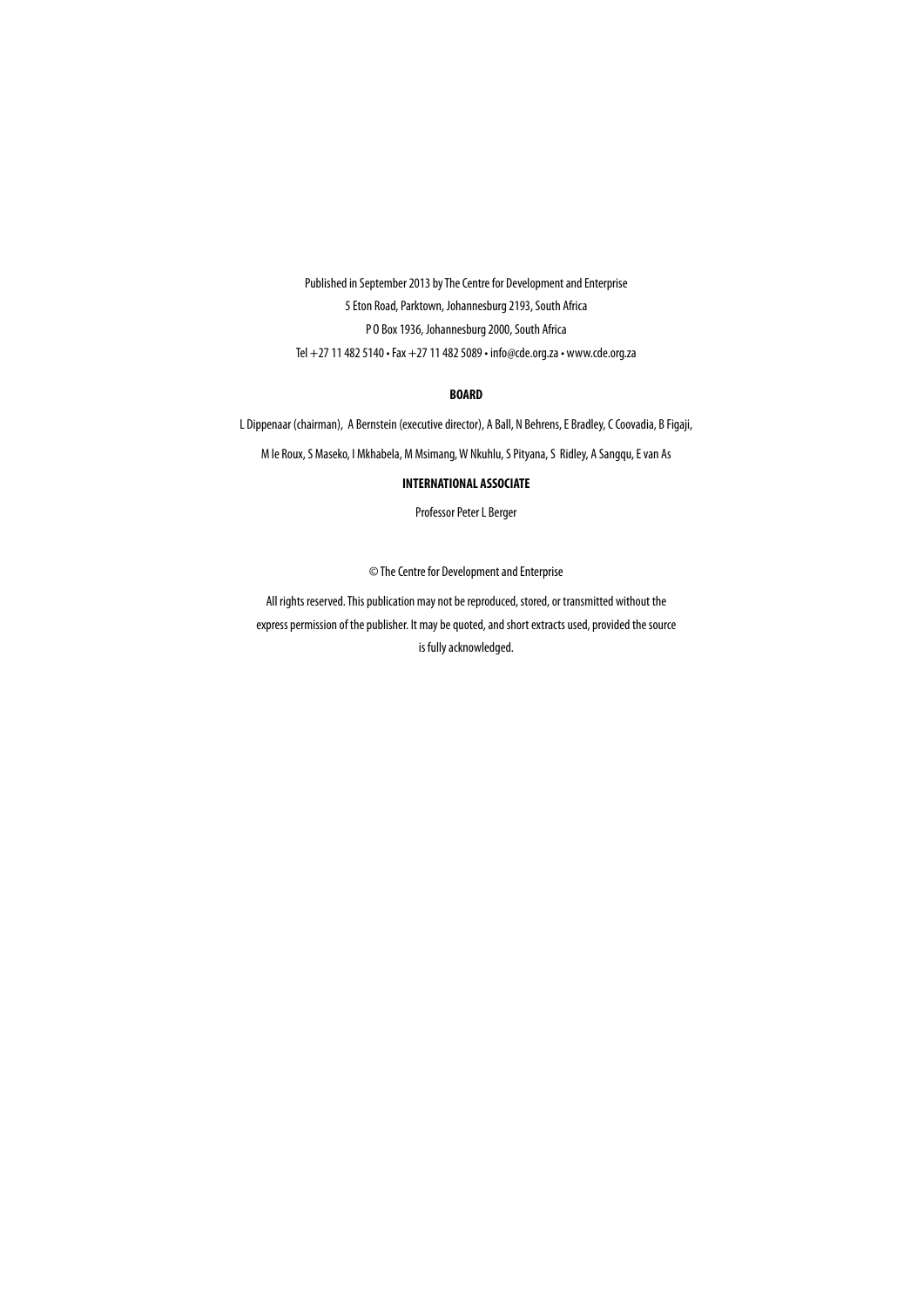Published in September 2013 by The Centre for Development and Enterprise

5 Eton Road, Parktown, Johannesburg 2193, South Africa

P O Box 1936, Johannesburg 2000, South Africa

Tel +27 11 482 5140 • Fax +27 11 482 5089 • info@cde.org.za • www.cde.org.za

**BOARD**

L Dippenaar (chairman), A Bernstein (executive director), A Ball, N Behrens, E Bradley, C Coovadia, B Figaji, M le Roux, S Maseko, I Mkhabela, M Msimang, W Nkuhlu, S Pityana, S Ridley, A Sangqu, E van As

**INTERNATIONAL ASSOCIATE**

Professor Peter L Berger

© The Centre for Development and Enterprise

All rights reserved. This publication may not be reproduced, stored, or transmitted without the express permission of the publisher. It may be quoted, and short extracts used, provided the source is fully acknowledged.